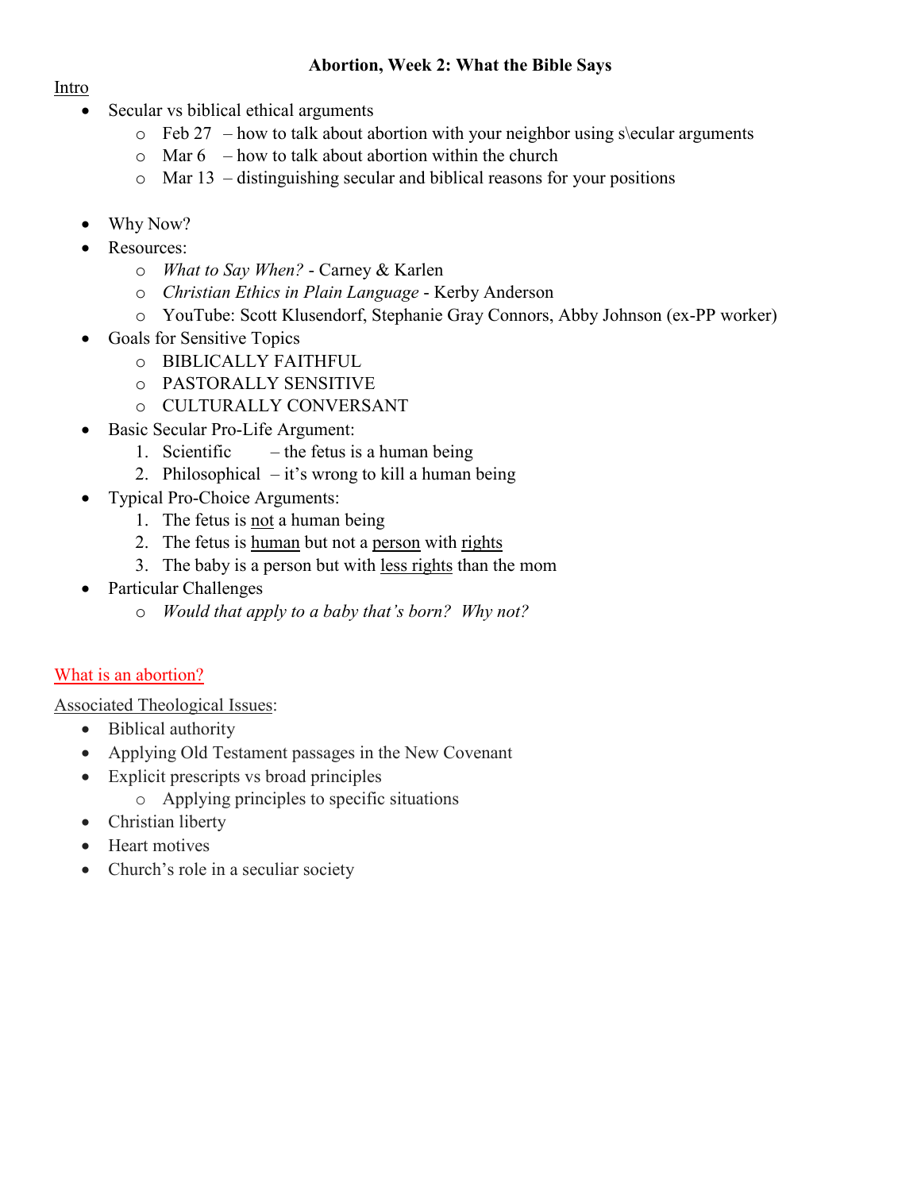**Abortion, Week 2: What the Bible Says**

<u>Intro</u>

- Secular vs biblical ethical arguments
  - Feb 27 – how to talk about abortion with your neighbor using s\ecular arguments
  - Mar 6 – how to talk about abortion within the church
  - Mar 13 – distinguishing secular and biblical reasons for your positions

- Why Now?
- Resources:
  - *What to Say When?* - Carney & Karlen
  - *Christian Ethics in Plain Language* - Kerby Anderson
  - YouTube: Scott Klusendorf, Stephanie Gray Connors, Abby Johnson (ex-PP worker)
- Goals for Sensitive Topics
  - BIBLICALLY FAITHFUL
  - PASTORALLY SENSITIVE
  - CULTURALLY CONVERSANT
- Basic Secular Pro-Life Argument:
  1. Scientific – the fetus is a human being
  2. Philosophical – it's wrong to kill a human being
- Typical Pro-Choice Arguments:
  1. The fetus is <u>not</u> a human being
  2. The fetus is <u>human</u> but not a <u>person</u> with <u>rights</u>
  3. The baby is a person but with <u>less rights</u> than the mom
- Particular Challenges
  - *Would that apply to a baby that's born? Why not?*

<u>What is an abortion?</u>

<u>Associated Theological Issues</u>:

- Biblical authority
- Applying Old Testament passages in the New Covenant
- Explicit prescripts vs broad principles
  - Applying principles to specific situations
- Christian liberty
- Heart motives
- Church's role in a seculiar society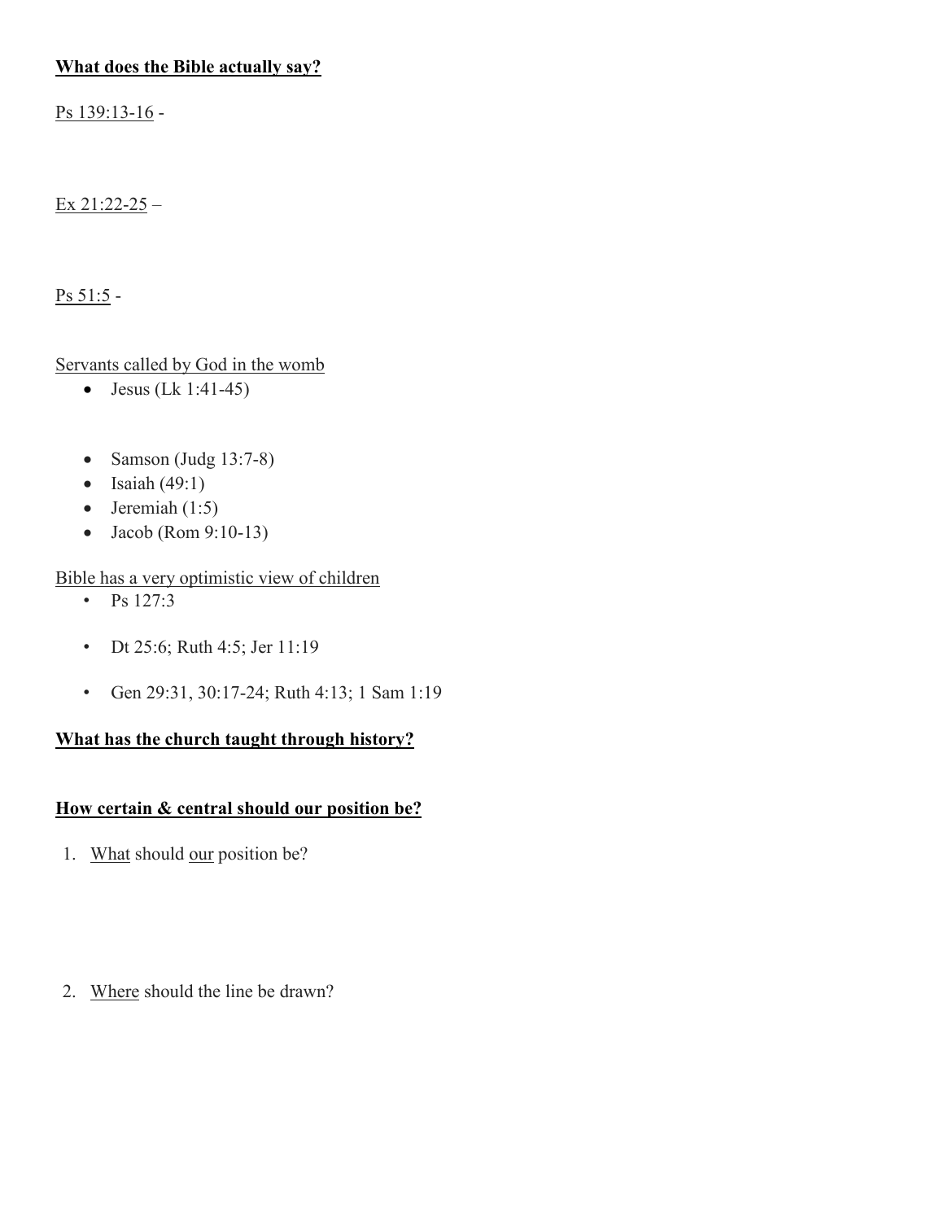**<u>What does the Bible actually say?</u>**

<u>Ps 139:13-16</u> -

<u>Ex 21:22-25</u> –

<u>Ps 51:5</u> -

<u>Servants called by God in the womb</u>

- Jesus (Lk 1:41-45)
- Samson (Judg 13:7-8)
- Isaiah (49:1)
- Jeremiah (1:5)
- Jacob (Rom 9:10-13)

<u>Bible has a very optimistic view of children</u>

- Ps 127:3
- Dt 25:6; Ruth 4:5; Jer 11:19
- Gen 29:31, 30:17-24; Ruth 4:13; 1 Sam 1:19

**<u>What has the church taught through history?</u>**

**<u>How certain & central should our position be?</u>**

1. <u>What</u> should <u>our</u> position be?

2. <u>Where</u> should the line be drawn?